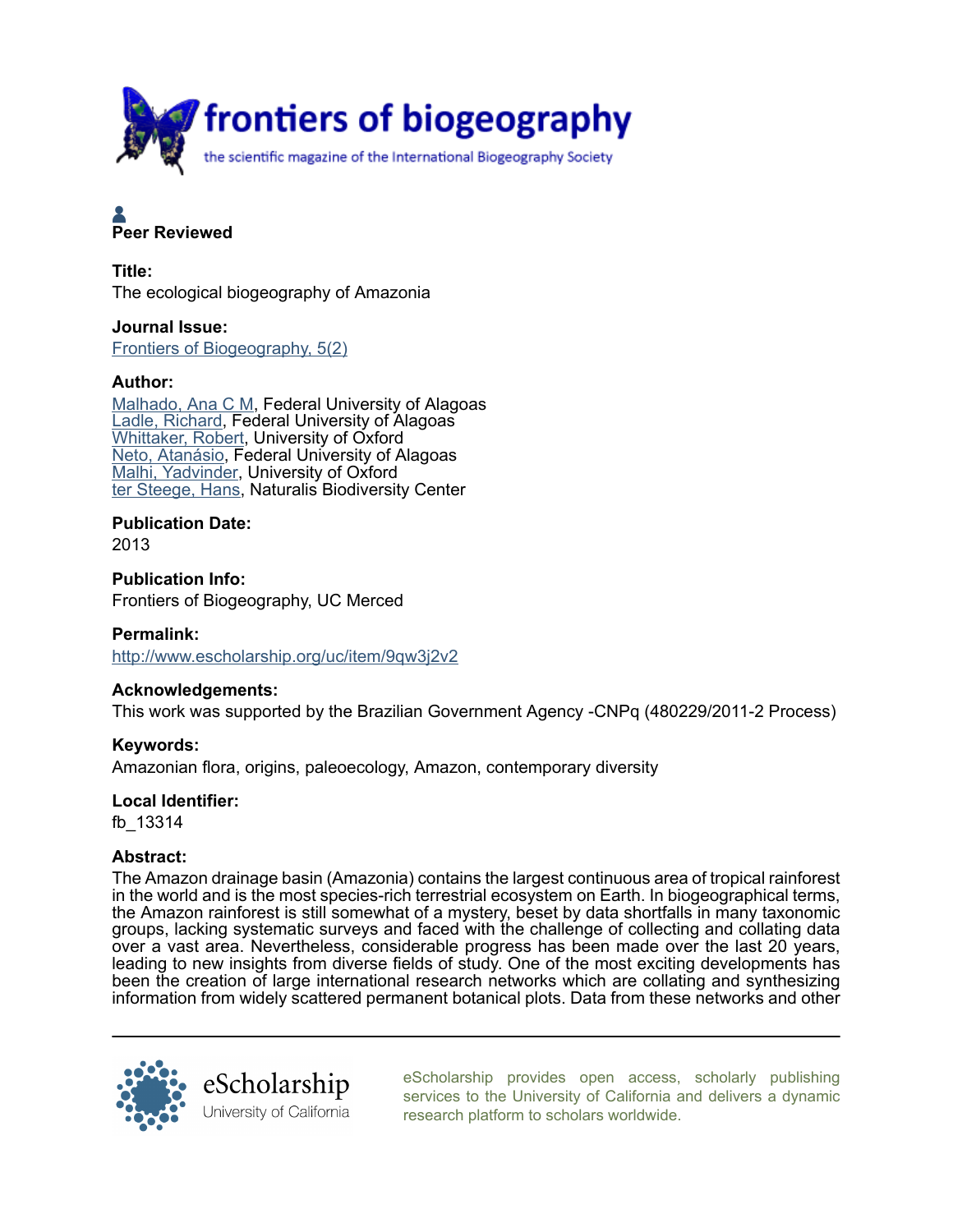**Peer Reviewed**

**Title:**
The ecological biogeography of Amazonia

**Journal Issue:**
Frontiers of Biogeography, 5(2)

**Author:**
Malhado, Ana C M, Federal University of Alagoas
Ladle, Richard, Federal University of Alagoas
Whittaker, Robert, University of Oxford
Neto, Atanásio, Federal University of Alagoas
Malhi, Yadvinder, University of Oxford
ter Steege, Hans, Naturalis Biodiversity Center

**Publication Date:**
2013

**Publication Info:**
Frontiers of Biogeography, UC Merced

**Permalink:**
http://www.escholarship.org/uc/item/9qw3j2v2

**Acknowledgements:**
This work was supported by the Brazilian Government Agency -CNPq (480229/2011-2 Process)

**Keywords:**
Amazonian flora, origins, paleoecology, Amazon, contemporary diversity

**Local Identifier:**
fb_13314

**Abstract:**
The Amazon drainage basin (Amazonia) contains the largest continuous area of tropical rainforest in the world and is the most species-rich terrestrial ecosystem on Earth. In biogeographical terms, the Amazon rainforest is still somewhat of a mystery, beset by data shortfalls in many taxonomic groups, lacking systematic surveys and faced with the challenge of collecting and collating data over a vast area. Nevertheless, considerable progress has been made over the last 20 years, leading to new insights from diverse fields of study. One of the most exciting developments has been the creation of large international research networks which are collating and synthesizing information from widely scattered permanent botanical plots. Data from these networks and other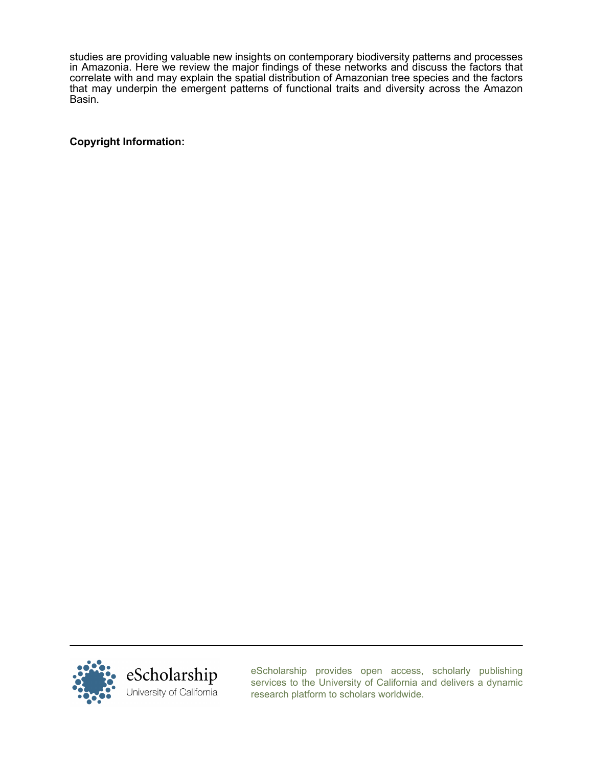studies are providing valuable new insights on contemporary biodiversity patterns and processes in Amazonia. Here we review the major findings of these networks and discuss the factors that correlate with and may explain the spatial distribution of Amazonian tree species and the factors that may underpin the emergent patterns of functional traits and diversity across the Amazon Basin.

**Copyright Information:**

eScholarship provides open access, scholarly publishing services to the University of California and delivers a dynamic research platform to scholars worldwide.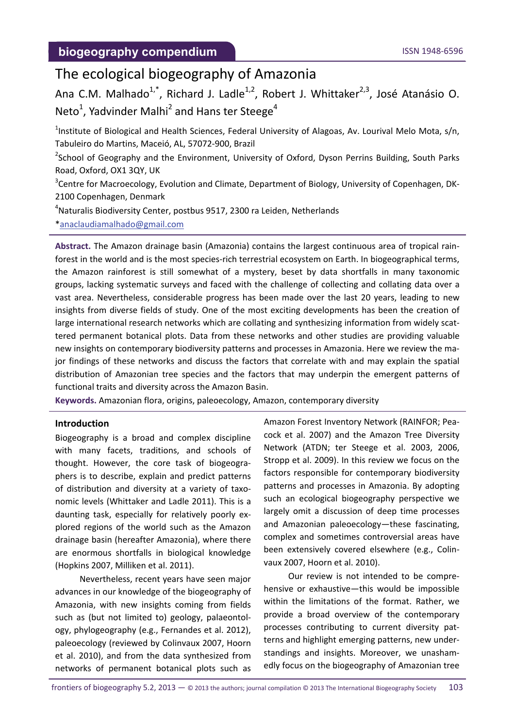# The ecological biogeography of Amazonia

Ana C.M. Malhado[1,*], Richard J. Ladle[1,2], Robert J. Whittaker[2,3], José Atanásio O. Neto[1], Yadvinder Malhi[2] and Hans ter Steege[4]

[1]Institute of Biological and Health Sciences, Federal University of Alagoas, Av. Lourival Melo Mota, s/n, Tabuleiro do Martins, Maceió, AL, 57072-900, Brazil

[2]School of Geography and the Environment, University of Oxford, Dyson Perrins Building, South Parks Road, Oxford, OX1 3QY, UK

[3]Centre for Macroecology, Evolution and Climate, Department of Biology, University of Copenhagen, DK-2100 Copenhagen, Denmark

[4]Naturalis Biodiversity Center, postbus 9517, 2300 ra Leiden, Netherlands

*anaclaudiamalhado@gmail.com

**Abstract.** The Amazon drainage basin (Amazonia) contains the largest continuous area of tropical rainforest in the world and is the most species-rich terrestrial ecosystem on Earth. In biogeographical terms, the Amazon rainforest is still somewhat of a mystery, beset by data shortfalls in many taxonomic groups, lacking systematic surveys and faced with the challenge of collecting and collating data over a vast area. Nevertheless, considerable progress has been made over the last 20 years, leading to new insights from diverse fields of study. One of the most exciting developments has been the creation of large international research networks which are collating and synthesizing information from widely scattered permanent botanical plots. Data from these networks and other studies are providing valuable new insights on contemporary biodiversity patterns and processes in Amazonia. Here we review the major findings of these networks and discuss the factors that correlate with and may explain the spatial distribution of Amazonian tree species and the factors that may underpin the emergent patterns of functional traits and diversity across the Amazon Basin.

**Keywords.** Amazonian flora, origins, paleoecology, Amazon, contemporary diversity

## Introduction

Biogeography is a broad and complex discipline with many facets, traditions, and schools of thought. However, the core task of biogeographers is to describe, explain and predict patterns of distribution and diversity at a variety of taxonomic levels (Whittaker and Ladle 2011). This is a daunting task, especially for relatively poorly explored regions of the world such as the Amazon drainage basin (hereafter Amazonia), where there are enormous shortfalls in biological knowledge (Hopkins 2007, Milliken et al. 2011).

Nevertheless, recent years have seen major advances in our knowledge of the biogeography of Amazonia, with new insights coming from fields such as (but not limited to) geology, palaeontology, phylogeography (e.g., Fernandes et al. 2012), paleoecology (reviewed by Colinvaux 2007, Hoorn et al. 2010), and from the data synthesized from networks of permanent botanical plots such as Amazon Forest Inventory Network (RAINFOR; Peacock et al. 2007) and the Amazon Tree Diversity Network (ATDN; ter Steege et al. 2003, 2006, Stropp et al. 2009). In this review we focus on the factors responsible for contemporary biodiversity patterns and processes in Amazonia. By adopting such an ecological biogeography perspective we largely omit a discussion of deep time processes and Amazonian paleoecology—these fascinating, complex and sometimes controversial areas have been extensively covered elsewhere (e.g., Colinvaux 2007, Hoorn et al. 2010).

Our review is not intended to be comprehensive or exhaustive—this would be impossible within the limitations of the format. Rather, we provide a broad overview of the contemporary processes contributing to current diversity patterns and highlight emerging patterns, new understandings and insights. Moreover, we unashamedly focus on the biogeography of Amazonian tree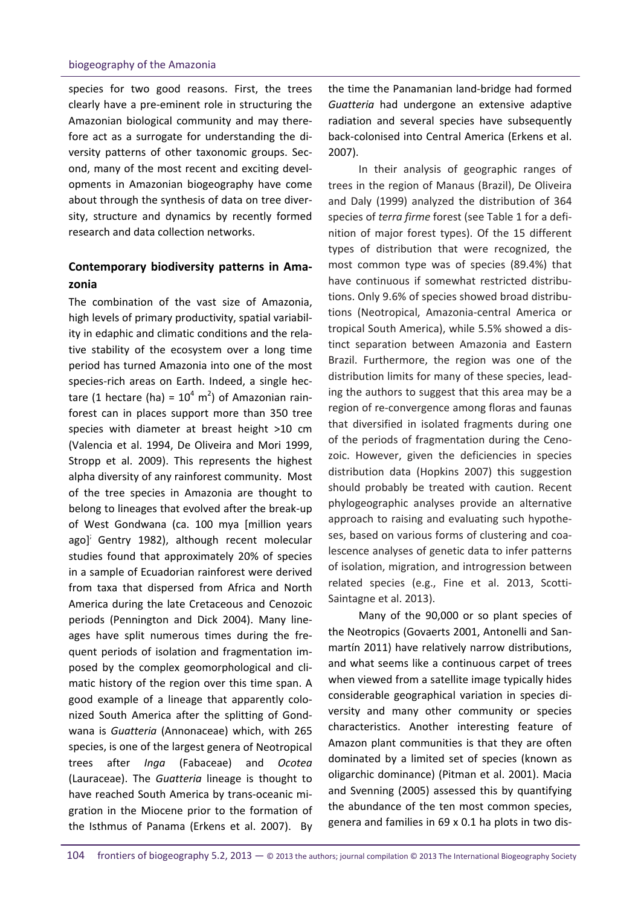species for two good reasons. First, the trees clearly have a pre-eminent role in structuring the Amazonian biological community and may therefore act as a surrogate for understanding the diversity patterns of other taxonomic groups. Second, many of the most recent and exciting developments in Amazonian biogeography have come about through the synthesis of data on tree diversity, structure and dynamics by recently formed research and data collection networks.

## Contemporary biodiversity patterns in Amazonia

The combination of the vast size of Amazonia, high levels of primary productivity, spatial variability in edaphic and climatic conditions and the relative stability of the ecosystem over a long time period has turned Amazonia into one of the most species-rich areas on Earth. Indeed, a single hectare (1 hectare (ha) = $10^4$ $m^2$) of Amazonian rainforest can in places support more than 350 tree species with diameter at breast height >10 cm (Valencia et al. 1994, De Oliveira and Mori 1999, Stropp et al. 2009). This represents the highest alpha diversity of any rainforest community. Most of the tree species in Amazonia are thought to belong to lineages that evolved after the break-up of West Gondwana (ca. 100 mya [million years ago]; Gentry 1982), although recent molecular studies found that approximately 20% of species in a sample of Ecuadorian rainforest were derived from taxa that dispersed from Africa and North America during the late Cretaceous and Cenozoic periods (Pennington and Dick 2004). Many lineages have split numerous times during the frequent periods of isolation and fragmentation imposed by the complex geomorphological and climatic history of the region over this time span. A good example of a lineage that apparently colonized South America after the splitting of Gondwana is *Guatteria* (Annonaceae) which, with 265 species, is one of the largest genera of Neotropical trees after *Inga* (Fabaceae) and *Ocotea* (Lauraceae). The *Guatteria* lineage is thought to have reached South America by trans-oceanic migration in the Miocene prior to the formation of the Isthmus of Panama (Erkens et al. 2007). By the time the Panamanian land-bridge had formed *Guatteria* had undergone an extensive adaptive radiation and several species have subsequently back-colonised into Central America (Erkens et al. 2007).

In their analysis of geographic ranges of trees in the region of Manaus (Brazil), De Oliveira and Daly (1999) analyzed the distribution of 364 species of *terra firme* forest (see Table 1 for a definition of major forest types). Of the 15 different types of distribution that were recognized, the most common type was of species (89.4%) that have continuous if somewhat restricted distributions. Only 9.6% of species showed broad distributions (Neotropical, Amazonia-central America or tropical South America), while 5.5% showed a distinct separation between Amazonia and Eastern Brazil. Furthermore, the region was one of the distribution limits for many of these species, leading the authors to suggest that this area may be a region of re-convergence among floras and faunas that diversified in isolated fragments during one of the periods of fragmentation during the Cenozoic. However, given the deficiencies in species distribution data (Hopkins 2007) this suggestion should probably be treated with caution. Recent phylogeographic analyses provide an alternative approach to raising and evaluating such hypotheses, based on various forms of clustering and coalescence analyses of genetic data to infer patterns of isolation, migration, and introgression between related species (e.g., Fine et al. 2013, Scotti-Saintagne et al. 2013).

Many of the 90,000 or so plant species of the Neotropics (Govaerts 2001, Antonelli and Sanmartín 2011) have relatively narrow distributions, and what seems like a continuous carpet of trees when viewed from a satellite image typically hides considerable geographical variation in species diversity and many other community or species characteristics. Another interesting feature of Amazon plant communities is that they are often dominated by a limited set of species (known as oligarchic dominance) (Pitman et al. 2001). Macia and Svenning (2005) assessed this by quantifying the abundance of the ten most common species, genera and families in 69 x 0.1 ha plots in two dis-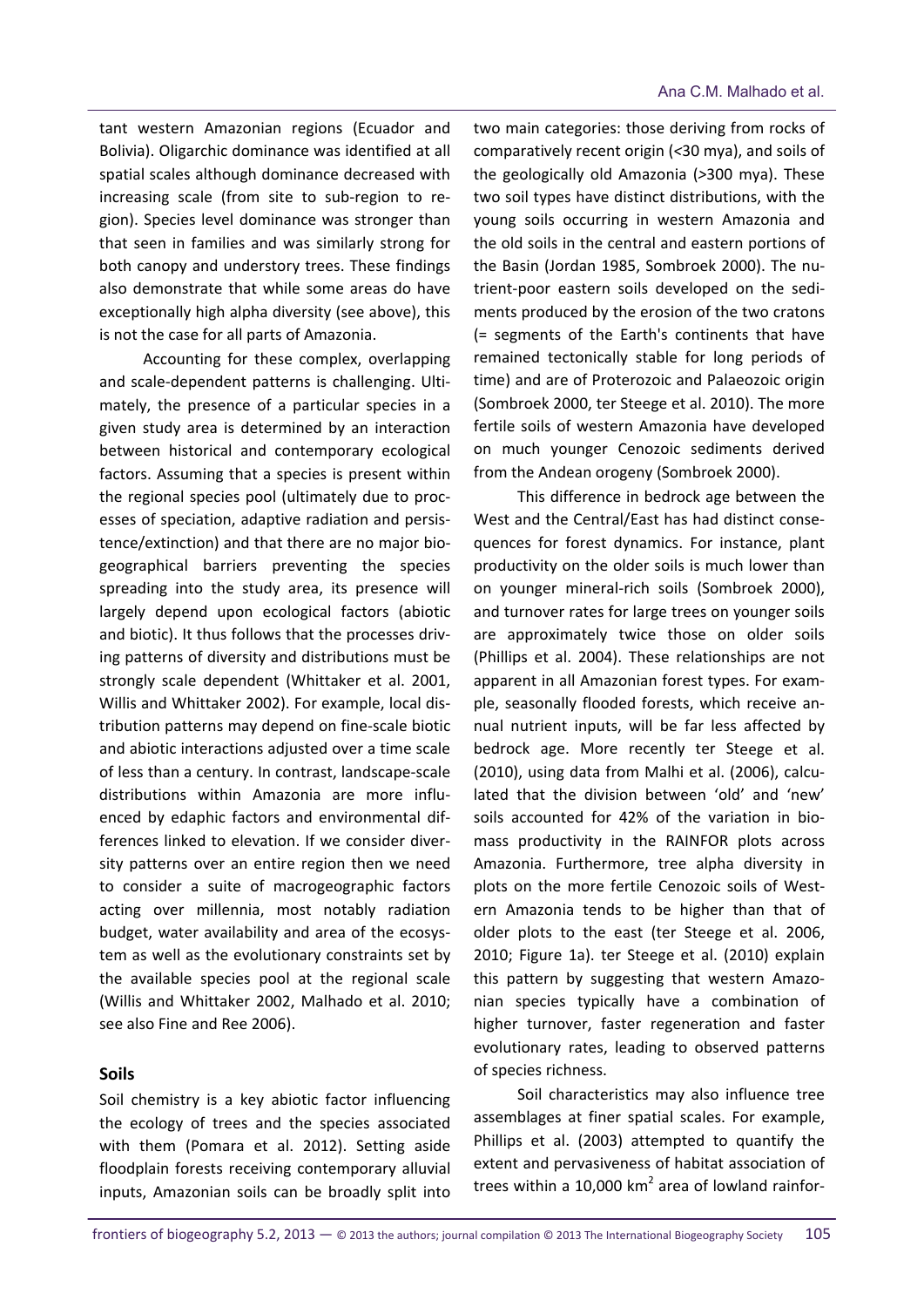tant western Amazonian regions (Ecuador and Bolivia). Oligarchic dominance was identified at all spatial scales although dominance decreased with increasing scale (from site to sub-region to region). Species level dominance was stronger than that seen in families and was similarly strong for both canopy and understory trees. These findings also demonstrate that while some areas do have exceptionally high alpha diversity (see above), this is not the case for all parts of Amazonia.

Accounting for these complex, overlapping and scale-dependent patterns is challenging. Ultimately, the presence of a particular species in a given study area is determined by an interaction between historical and contemporary ecological factors. Assuming that a species is present within the regional species pool (ultimately due to processes of speciation, adaptive radiation and persistence/extinction) and that there are no major biogeographical barriers preventing the species spreading into the study area, its presence will largely depend upon ecological factors (abiotic and biotic). It thus follows that the processes driving patterns of diversity and distributions must be strongly scale dependent (Whittaker et al. 2001, Willis and Whittaker 2002). For example, local distribution patterns may depend on fine-scale biotic and abiotic interactions adjusted over a time scale of less than a century. In contrast, landscape-scale distributions within Amazonia are more influenced by edaphic factors and environmental differences linked to elevation. If we consider diversity patterns over an entire region then we need to consider a suite of macrogeographic factors acting over millennia, most notably radiation budget, water availability and area of the ecosystem as well as the evolutionary constraints set by the available species pool at the regional scale (Willis and Whittaker 2002, Malhado et al. 2010; see also Fine and Ree 2006).

## Soils

Soil chemistry is a key abiotic factor influencing the ecology of trees and the species associated with them (Pomara et al. 2012). Setting aside floodplain forests receiving contemporary alluvial inputs, Amazonian soils can be broadly split into two main categories: those deriving from rocks of comparatively recent origin (<30 mya), and soils of the geologically old Amazonia (>300 mya). These two soil types have distinct distributions, with the young soils occurring in western Amazonia and the old soils in the central and eastern portions of the Basin (Jordan 1985, Sombroek 2000). The nutrient-poor eastern soils developed on the sediments produced by the erosion of the two cratons (= segments of the Earth's continents that have remained tectonically stable for long periods of time) and are of Proterozoic and Palaeozoic origin (Sombroek 2000, ter Steege et al. 2010). The more fertile soils of western Amazonia have developed on much younger Cenozoic sediments derived from the Andean orogeny (Sombroek 2000).

This difference in bedrock age between the West and the Central/East has had distinct consequences for forest dynamics. For instance, plant productivity on the older soils is much lower than on younger mineral-rich soils (Sombroek 2000), and turnover rates for large trees on younger soils are approximately twice those on older soils (Phillips et al. 2004). These relationships are not apparent in all Amazonian forest types. For example, seasonally flooded forests, which receive annual nutrient inputs, will be far less affected by bedrock age. More recently ter Steege et al. (2010), using data from Malhi et al. (2006), calculated that the division between 'old' and 'new' soils accounted for 42% of the variation in biomass productivity in the RAINFOR plots across Amazonia. Furthermore, tree alpha diversity in plots on the more fertile Cenozoic soils of Western Amazonia tends to be higher than that of older plots to the east (ter Steege et al. 2006, 2010; Figure 1a). ter Steege et al. (2010) explain this pattern by suggesting that western Amazonian species typically have a combination of higher turnover, faster regeneration and faster evolutionary rates, leading to observed patterns of species richness.

Soil characteristics may also influence tree assemblages at finer spatial scales. For example, Phillips et al. (2003) attempted to quantify the extent and pervasiveness of habitat association of trees within a 10,000 km$^2$ area of lowland rainfor-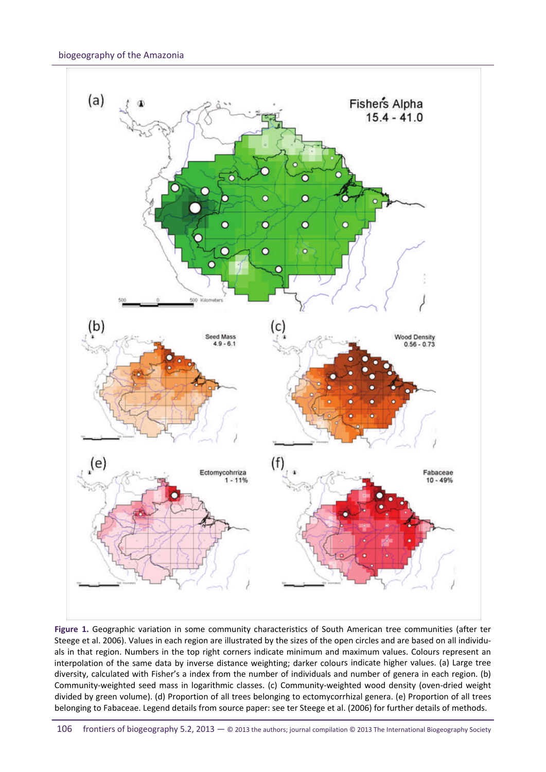Figure 1. Geographic variation in some community characteristics of South American tree communities (after ter Steege et al. 2006). Values in each region are illustrated by the sizes of the open circles and are based on all individuals in that region. Numbers in the top right corners indicate minimum and maximum values. Colours represent an interpolation of the same data by inverse distance weighting; darker colours indicate higher values. (a) Large tree diversity, calculated with Fisher's α index from the number of individuals and number of genera in each region. (b) Community-weighted seed mass in logarithmic classes. (c) Community-weighted wood density (oven-dried weight divided by green volume). (d) Proportion of all trees belonging to ectomycorrhizal genera. (e) Proportion of all trees belonging to Fabaceae. Legend details from source paper: see ter Steege et al. (2006) for further details of methods.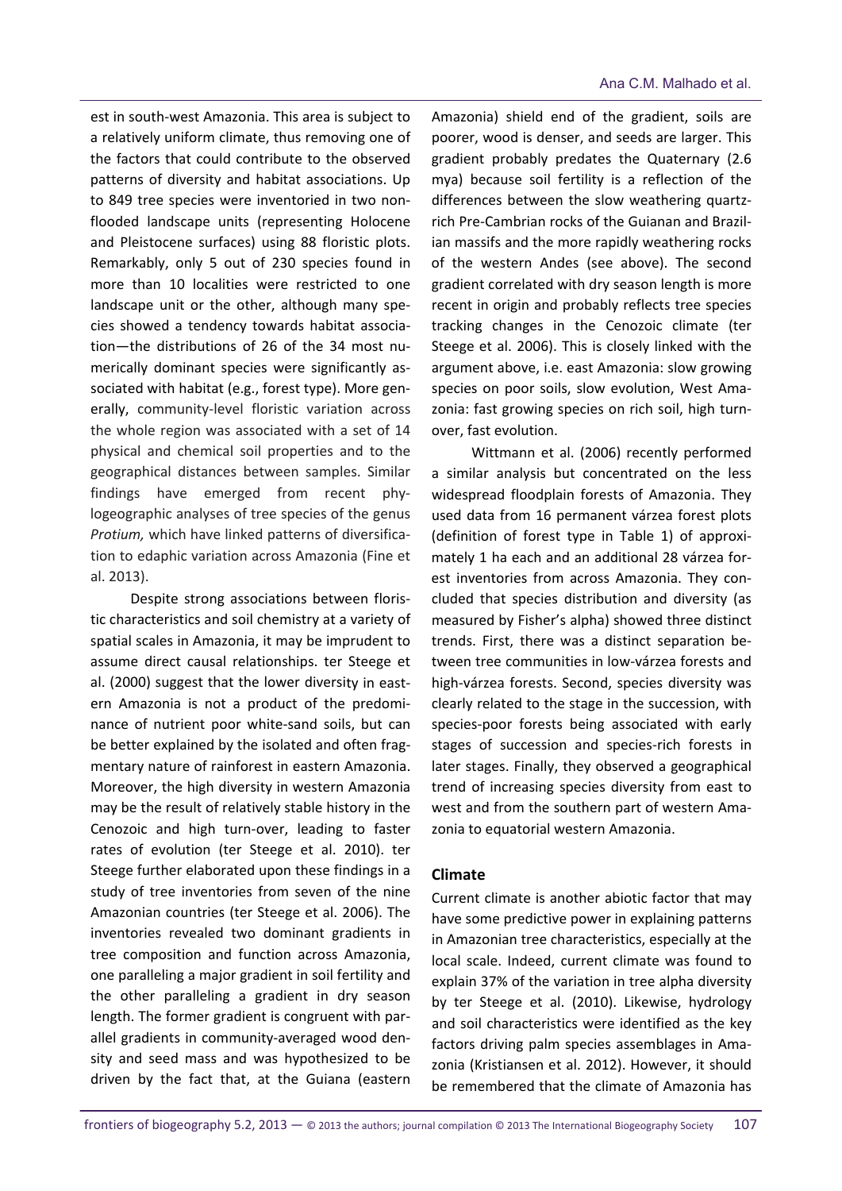est in south-west Amazonia. This area is subject to a relatively uniform climate, thus removing one of the factors that could contribute to the observed patterns of diversity and habitat associations. Up to 849 tree species were inventoried in two non-flooded landscape units (representing Holocene and Pleistocene surfaces) using 88 floristic plots. Remarkably, only 5 out of 230 species found in more than 10 localities were restricted to one landscape unit or the other, although many species showed a tendency towards habitat association—the distributions of 26 of the 34 most numerically dominant species were significantly associated with habitat (e.g., forest type). More generally, community-level floristic variation across the whole region was associated with a set of 14 physical and chemical soil properties and to the geographical distances between samples. Similar findings have emerged from recent phylogeographic analyses of tree species of the genus *Protium,* which have linked patterns of diversification to edaphic variation across Amazonia (Fine et al. 2013).

Despite strong associations between floristic characteristics and soil chemistry at a variety of spatial scales in Amazonia, it may be imprudent to assume direct causal relationships. ter Steege et al. (2000) suggest that the lower diversity in eastern Amazonia is not a product of the predominance of nutrient poor white-sand soils, but can be better explained by the isolated and often fragmentary nature of rainforest in eastern Amazonia. Moreover, the high diversity in western Amazonia may be the result of relatively stable history in the Cenozoic and high turn-over, leading to faster rates of evolution (ter Steege et al. 2010). ter Steege further elaborated upon these findings in a study of tree inventories from seven of the nine Amazonian countries (ter Steege et al. 2006). The inventories revealed two dominant gradients in tree composition and function across Amazonia, one paralleling a major gradient in soil fertility and the other paralleling a gradient in dry season length. The former gradient is congruent with parallel gradients in community-averaged wood density and seed mass and was hypothesized to be driven by the fact that, at the Guiana (eastern Amazonia) shield end of the gradient, soils are poorer, wood is denser, and seeds are larger. This gradient probably predates the Quaternary (2.6 mya) because soil fertility is a reflection of the differences between the slow weathering quartz-rich Pre-Cambrian rocks of the Guianan and Brazilian massifs and the more rapidly weathering rocks of the western Andes (see above). The second gradient correlated with dry season length is more recent in origin and probably reflects tree species tracking changes in the Cenozoic climate (ter Steege et al. 2006). This is closely linked with the argument above, i.e. east Amazonia: slow growing species on poor soils, slow evolution, West Amazonia: fast growing species on rich soil, high turnover, fast evolution.

Wittmann et al. (2006) recently performed a similar analysis but concentrated on the less widespread floodplain forests of Amazonia. They used data from 16 permanent várzea forest plots (definition of forest type in Table 1) of approximately 1 ha each and an additional 28 várzea forest inventories from across Amazonia. They concluded that species distribution and diversity (as measured by Fisher's alpha) showed three distinct trends. First, there was a distinct separation between tree communities in low-várzea forests and high-várzea forests. Second, species diversity was clearly related to the stage in the succession, with species-poor forests being associated with early stages of succession and species-rich forests in later stages. Finally, they observed a geographical trend of increasing species diversity from east to west and from the southern part of western Amazonia to equatorial western Amazonia.

## Climate

Current climate is another abiotic factor that may have some predictive power in explaining patterns in Amazonian tree characteristics, especially at the local scale. Indeed, current climate was found to explain 37% of the variation in tree alpha diversity by ter Steege et al. (2010). Likewise, hydrology and soil characteristics were identified as the key factors driving palm species assemblages in Amazonia (Kristiansen et al. 2012). However, it should be remembered that the climate of Amazonia has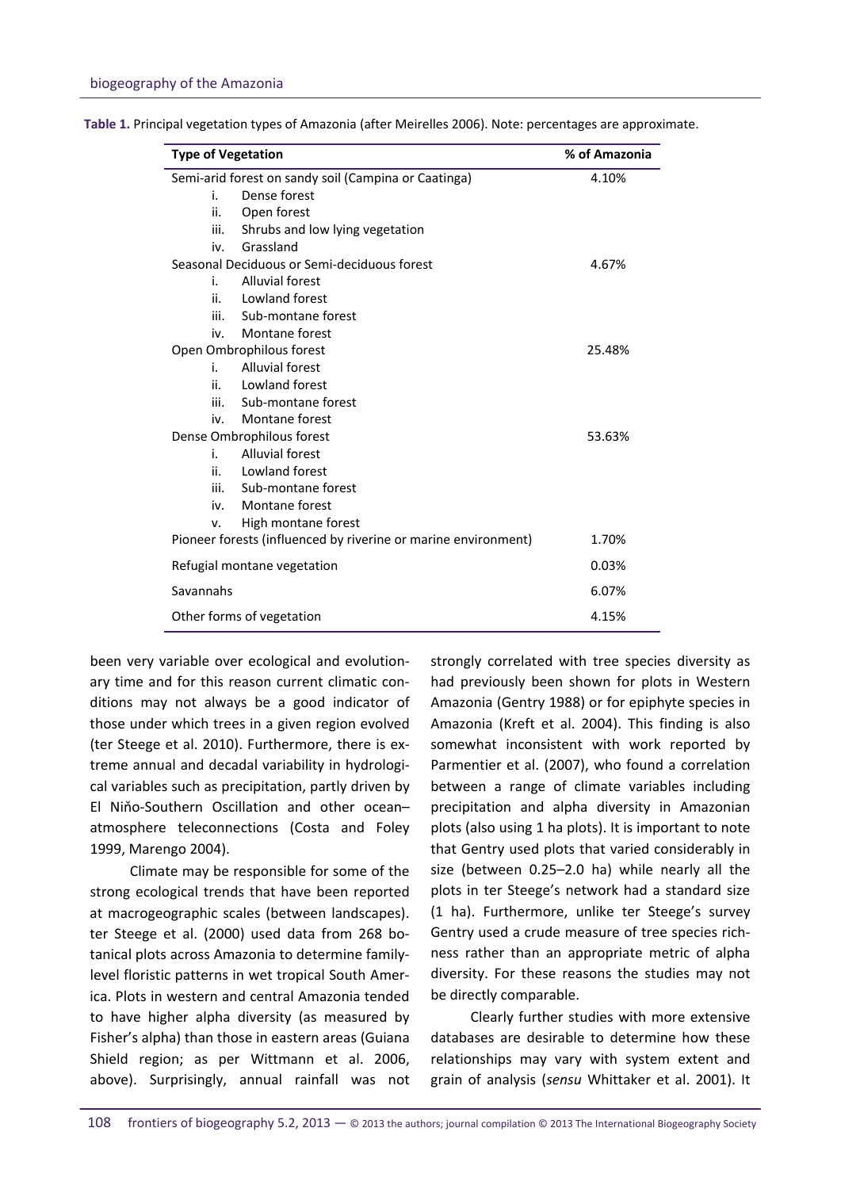**Table 1.** Principal vegetation types of Amazonia (after Meirelles 2006). Note: percentages are approximate.

| Type of Vegetation | % of Amazonia |
|---|---|
| Semi-arid forest on sandy soil (Campina or Caatinga) | 4.10% |
| i. Dense forest | |
| ii. Open forest | |
| iii. Shrubs and low lying vegetation | |
| iv. Grassland | |
| Seasonal Deciduous or Semi-deciduous forest | 4.67% |
| i. Alluvial forest | |
| ii. Lowland forest | |
| iii. Sub-montane forest | |
| iv. Montane forest | |
| Open Ombrophilous forest | 25.48% |
| i. Alluvial forest | |
| ii. Lowland forest | |
| iii. Sub-montane forest | |
| iv. Montane forest | |
| Dense Ombrophilous forest | 53.63% |
| i. Alluvial forest | |
| ii. Lowland forest | |
| iii. Sub-montane forest | |
| iv. Montane forest | |
| v. High montane forest | |
| Pioneer forests (influenced by riverine or marine environment) | 1.70% |
| Refugial montane vegetation | 0.03% |
| Savannahs | 6.07% |
| Other forms of vegetation | 4.15% |

been very variable over ecological and evolutionary time and for this reason current climatic conditions may not always be a good indicator of those under which trees in a given region evolved (ter Steege et al. 2010). Furthermore, there is extreme annual and decadal variability in hydrological variables such as precipitation, partly driven by El Niňo-Southern Oscillation and other ocean–atmosphere teleconnections (Costa and Foley 1999, Marengo 2004).

Climate may be responsible for some of the strong ecological trends that have been reported at macrogeographic scales (between landscapes). ter Steege et al. (2000) used data from 268 botanical plots across Amazonia to determine family-level floristic patterns in wet tropical South America. Plots in western and central Amazonia tended to have higher alpha diversity (as measured by Fisher's alpha) than those in eastern areas (Guiana Shield region; as per Wittmann et al. 2006, above). Surprisingly, annual rainfall was not strongly correlated with tree species diversity as had previously been shown for plots in Western Amazonia (Gentry 1988) or for epiphyte species in Amazonia (Kreft et al. 2004). This finding is also somewhat inconsistent with work reported by Parmentier et al. (2007), who found a correlation between a range of climate variables including precipitation and alpha diversity in Amazonian plots (also using 1 ha plots). It is important to note that Gentry used plots that varied considerably in size (between 0.25–2.0 ha) while nearly all the plots in ter Steege's network had a standard size (1 ha). Furthermore, unlike ter Steege's survey Gentry used a crude measure of tree species richness rather than an appropriate metric of alpha diversity. For these reasons the studies may not be directly comparable.

Clearly further studies with more extensive databases are desirable to determine how these relationships may vary with system extent and grain of analysis (*sensu* Whittaker et al. 2001). It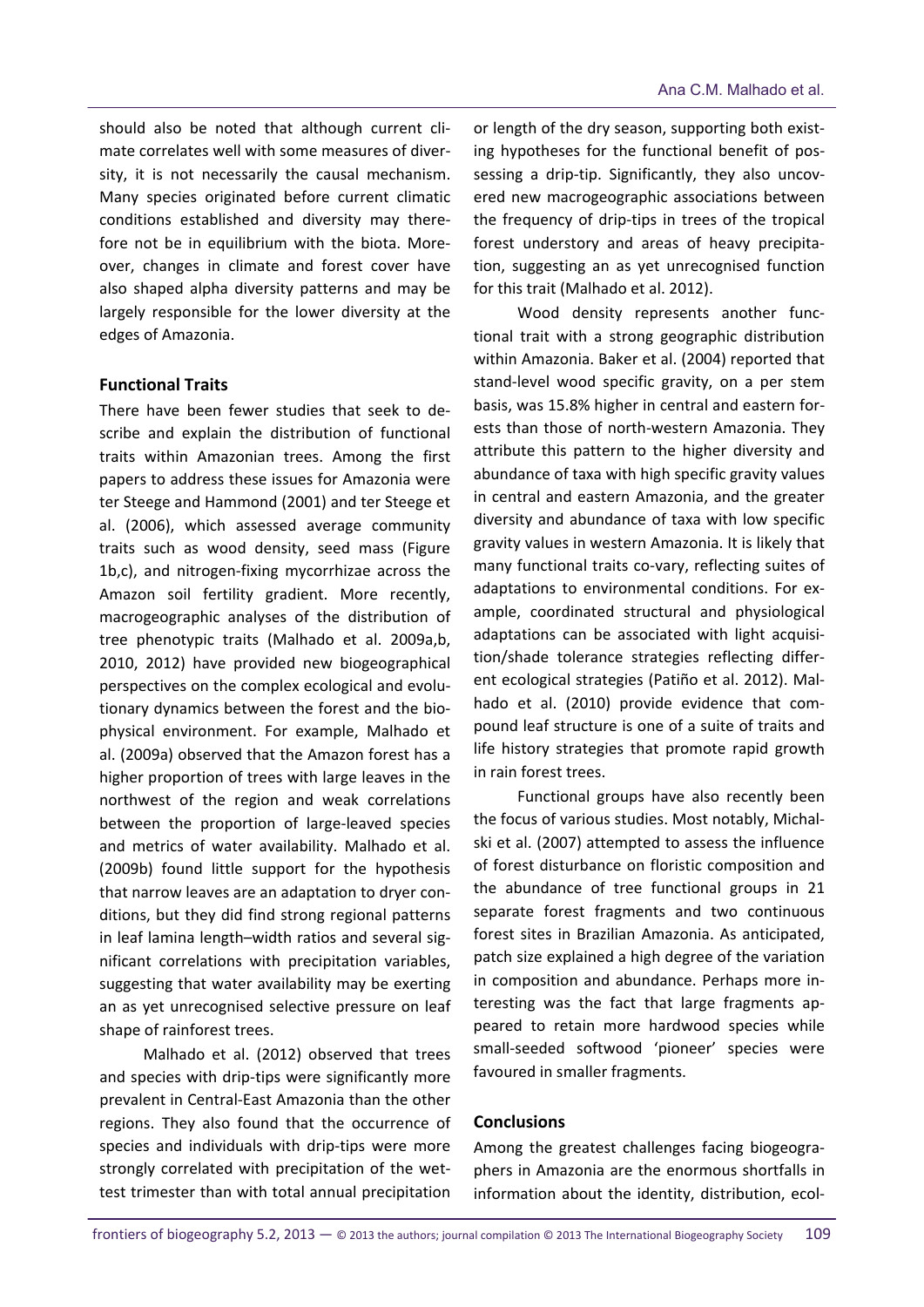should also be noted that although current climate correlates well with some measures of diversity, it is not necessarily the causal mechanism. Many species originated before current climatic conditions established and diversity may therefore not be in equilibrium with the biota. Moreover, changes in climate and forest cover have also shaped alpha diversity patterns and may be largely responsible for the lower diversity at the edges of Amazonia.

## Functional Traits

There have been fewer studies that seek to describe and explain the distribution of functional traits within Amazonian trees. Among the first papers to address these issues for Amazonia were ter Steege and Hammond (2001) and ter Steege et al. (2006), which assessed average community traits such as wood density, seed mass (Figure 1b,c), and nitrogen-fixing mycorrhizae across the Amazon soil fertility gradient. More recently, macrogeographic analyses of the distribution of tree phenotypic traits (Malhado et al. 2009a,b, 2010, 2012) have provided new biogeographical perspectives on the complex ecological and evolutionary dynamics between the forest and the biophysical environment. For example, Malhado et al. (2009a) observed that the Amazon forest has a higher proportion of trees with large leaves in the northwest of the region and weak correlations between the proportion of large-leaved species and metrics of water availability. Malhado et al. (2009b) found little support for the hypothesis that narrow leaves are an adaptation to dryer conditions, but they did find strong regional patterns in leaf lamina length–width ratios and several significant correlations with precipitation variables, suggesting that water availability may be exerting an as yet unrecognised selective pressure on leaf shape of rainforest trees.

Malhado et al. (2012) observed that trees and species with drip-tips were significantly more prevalent in Central-East Amazonia than the other regions. They also found that the occurrence of species and individuals with drip-tips were more strongly correlated with precipitation of the wettest trimester than with total annual precipitation or length of the dry season, supporting both existing hypotheses for the functional benefit of possessing a drip-tip. Significantly, they also uncovered new macrogeographic associations between the frequency of drip-tips in trees of the tropical forest understory and areas of heavy precipitation, suggesting an as yet unrecognised function for this trait (Malhado et al. 2012).

Wood density represents another functional trait with a strong geographic distribution within Amazonia. Baker et al. (2004) reported that stand-level wood specific gravity, on a per stem basis, was 15.8% higher in central and eastern forests than those of north-western Amazonia. They attribute this pattern to the higher diversity and abundance of taxa with high specific gravity values in central and eastern Amazonia, and the greater diversity and abundance of taxa with low specific gravity values in western Amazonia. It is likely that many functional traits co-vary, reflecting suites of adaptations to environmental conditions. For example, coordinated structural and physiological adaptations can be associated with light acquisition/shade tolerance strategies reflecting different ecological strategies (Patiño et al. 2012). Malhado et al. (2010) provide evidence that compound leaf structure is one of a suite of traits and life history strategies that promote rapid growth in rain forest trees.

Functional groups have also recently been the focus of various studies. Most notably, Michalski et al. (2007) attempted to assess the influence of forest disturbance on floristic composition and the abundance of tree functional groups in 21 separate forest fragments and two continuous forest sites in Brazilian Amazonia. As anticipated, patch size explained a high degree of the variation in composition and abundance. Perhaps more interesting was the fact that large fragments appeared to retain more hardwood species while small-seeded softwood 'pioneer' species were favoured in smaller fragments.

## Conclusions

Among the greatest challenges facing biogeographers in Amazonia are the enormous shortfalls in information about the identity, distribution, ecol-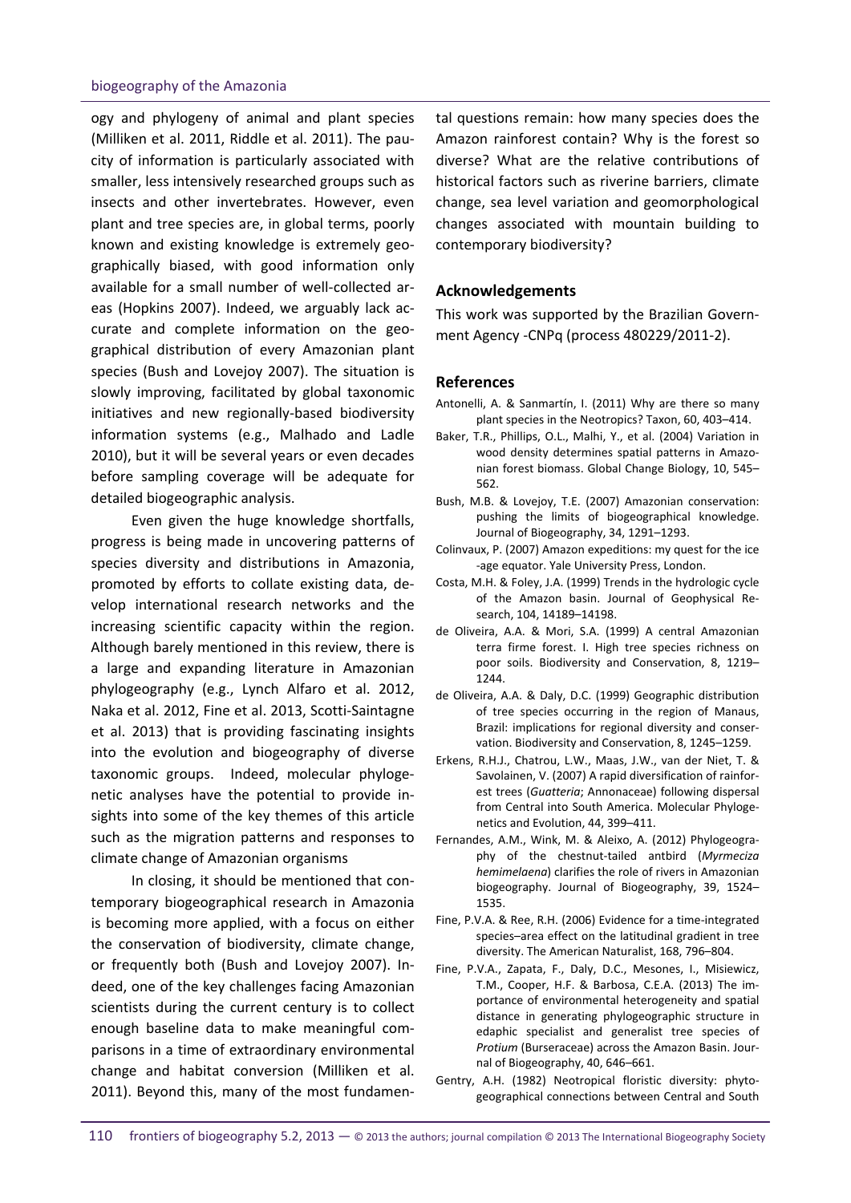ogy and phylogeny of animal and plant species (Milliken et al. 2011, Riddle et al. 2011). The paucity of information is particularly associated with smaller, less intensively researched groups such as insects and other invertebrates. However, even plant and tree species are, in global terms, poorly known and existing knowledge is extremely geographically biased, with good information only available for a small number of well-collected areas (Hopkins 2007). Indeed, we arguably lack accurate and complete information on the geographical distribution of every Amazonian plant species (Bush and Lovejoy 2007). The situation is slowly improving, facilitated by global taxonomic initiatives and new regionally-based biodiversity information systems (e.g., Malhado and Ladle 2010), but it will be several years or even decades before sampling coverage will be adequate for detailed biogeographic analysis.

Even given the huge knowledge shortfalls, progress is being made in uncovering patterns of species diversity and distributions in Amazonia, promoted by efforts to collate existing data, develop international research networks and the increasing scientific capacity within the region. Although barely mentioned in this review, there is a large and expanding literature in Amazonian phylogeography (e.g., Lynch Alfaro et al. 2012, Naka et al. 2012, Fine et al. 2013, Scotti-Saintagne et al. 2013) that is providing fascinating insights into the evolution and biogeography of diverse taxonomic groups. Indeed, molecular phylogenetic analyses have the potential to provide insights into some of the key themes of this article such as the migration patterns and responses to climate change of Amazonian organisms

In closing, it should be mentioned that contemporary biogeographical research in Amazonia is becoming more applied, with a focus on either the conservation of biodiversity, climate change, or frequently both (Bush and Lovejoy 2007). Indeed, one of the key challenges facing Amazonian scientists during the current century is to collect enough baseline data to make meaningful comparisons in a time of extraordinary environmental change and habitat conversion (Milliken et al. 2011). Beyond this, many of the most fundamental questions remain: how many species does the Amazon rainforest contain? Why is the forest so diverse? What are the relative contributions of historical factors such as riverine barriers, climate change, sea level variation and geomorphological changes associated with mountain building to contemporary biodiversity?

## Acknowledgements

This work was supported by the Brazilian Government Agency -CNPq (process 480229/2011-2).

## References

Antonelli, A. & Sanmartín, I. (2011) Why are there so many plant species in the Neotropics? Taxon, 60, 403–414.

Baker, T.R., Phillips, O.L., Malhi, Y., et al. (2004) Variation in wood density determines spatial patterns in Amazonian forest biomass. Global Change Biology, 10, 545–562.

Bush, M.B. & Lovejoy, T.E. (2007) Amazonian conservation: pushing the limits of biogeographical knowledge. Journal of Biogeography, 34, 1291–1293.

Colinvaux, P. (2007) Amazon expeditions: my quest for the ice-age equator. Yale University Press, London.

Costa, M.H. & Foley, J.A. (1999) Trends in the hydrologic cycle of the Amazon basin. Journal of Geophysical Research, 104, 14189–14198.

de Oliveira, A.A. & Mori, S.A. (1999) A central Amazonian terra firme forest. I. High tree species richness on poor soils. Biodiversity and Conservation, 8, 1219–1244.

de Oliveira, A.A. & Daly, D.C. (1999) Geographic distribution of tree species occurring in the region of Manaus, Brazil: implications for regional diversity and conservation. Biodiversity and Conservation, 8, 1245–1259.

Erkens, R.H.J., Chatrou, L.W., Maas, J.W., van der Niet, T. & Savolainen, V. (2007) A rapid diversification of rainforest trees (*Guatteria*; Annonaceae) following dispersal from Central into South America. Molecular Phylogenetics and Evolution, 44, 399–411.

Fernandes, A.M., Wink, M. & Aleixo, A. (2012) Phylogeography of the chestnut-tailed antbird (*Myrmeciza hemimelaena*) clarifies the role of rivers in Amazonian biogeography. Journal of Biogeography, 39, 1524–1535.

Fine, P.V.A. & Ree, R.H. (2006) Evidence for a time-integrated species–area effect on the latitudinal gradient in tree diversity. The American Naturalist, 168, 796–804.

Fine, P.V.A., Zapata, F., Daly, D.C., Mesones, I., Misiewicz, T.M., Cooper, H.F. & Barbosa, C.E.A. (2013) The importance of environmental heterogeneity and spatial distance in generating phylogeographic structure in edaphic specialist and generalist tree species of *Protium* (Burseraceae) across the Amazon Basin. Journal of Biogeography, 40, 646–661.

Gentry, A.H. (1982) Neotropical floristic diversity: phytogeographical connections between Central and South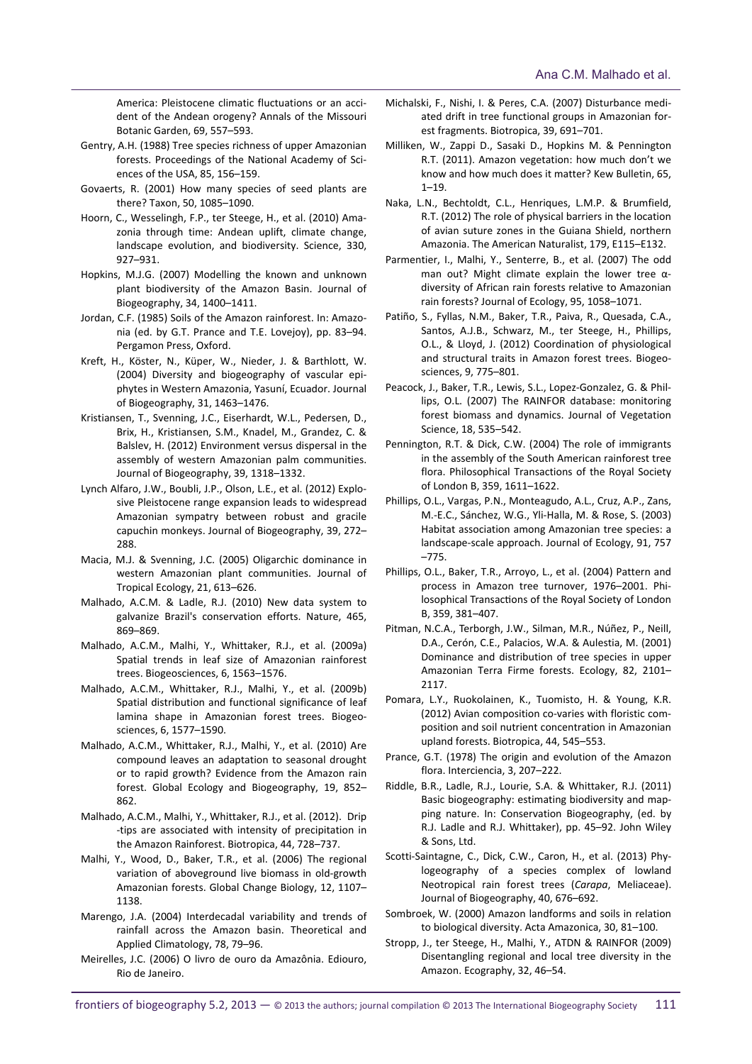America: Pleistocene climatic fluctuations or an accident of the Andean orogeny? Annals of the Missouri Botanic Garden, 69, 557–593.

Gentry, A.H. (1988) Tree species richness of upper Amazonian forests. Proceedings of the National Academy of Sciences of the USA, 85, 156–159.

Govaerts, R. (2001) How many species of seed plants are there? Taxon, 50, 1085–1090.

Hoorn, C., Wesselingh, F.P., ter Steege, H., et al. (2010) Amazonia through time: Andean uplift, climate change, landscape evolution, and biodiversity. Science, 330, 927–931.

Hopkins, M.J.G. (2007) Modelling the known and unknown plant biodiversity of the Amazon Basin. Journal of Biogeography, 34, 1400–1411.

Jordan, C.F. (1985) Soils of the Amazon rainforest. In: Amazonia (ed. by G.T. Prance and T.E. Lovejoy), pp. 83–94. Pergamon Press, Oxford.

Kreft, H., Köster, N., Küper, W., Nieder, J. & Barthlott, W. (2004) Diversity and biogeography of vascular epiphytes in Western Amazonia, Yasuní, Ecuador. Journal of Biogeography, 31, 1463–1476.

Kristiansen, T., Svenning, J.C., Eiserhardt, W.L., Pedersen, D., Brix, H., Kristiansen, S.M., Knadel, M., Grandez, C. & Balslev, H. (2012) Environment versus dispersal in the assembly of western Amazonian palm communities. Journal of Biogeography, 39, 1318–1332.

Lynch Alfaro, J.W., Boubli, J.P., Olson, L.E., et al. (2012) Explosive Pleistocene range expansion leads to widespread Amazonian sympatry between robust and gracile capuchin monkeys. Journal of Biogeography, 39, 272–288.

Macia, M.J. & Svenning, J.C. (2005) Oligarchic dominance in western Amazonian plant communities. Journal of Tropical Ecology, 21, 613–626.

Malhado, A.C.M. & Ladle, R.J. (2010) New data system to galvanize Brazil's conservation efforts. Nature, 465, 869–869.

Malhado, A.C.M., Malhi, Y., Whittaker, R.J., et al. (2009a) Spatial trends in leaf size of Amazonian rainforest trees. Biogeosciences, 6, 1563–1576.

Malhado, A.C.M., Whittaker, R.J., Malhi, Y., et al. (2009b) Spatial distribution and functional significance of leaf lamina shape in Amazonian forest trees. Biogeosciences, 6, 1577–1590.

Malhado, A.C.M., Whittaker, R.J., Malhi, Y., et al. (2010) Are compound leaves an adaptation to seasonal drought or to rapid growth? Evidence from the Amazon rain forest. Global Ecology and Biogeography, 19, 852–862.

Malhado, A.C.M., Malhi, Y., Whittaker, R.J., et al. (2012). Drip-tips are associated with intensity of precipitation in the Amazon Rainforest. Biotropica, 44, 728–737.

Malhi, Y., Wood, D., Baker, T.R., et al. (2006) The regional variation of aboveground live biomass in old-growth Amazonian forests. Global Change Biology, 12, 1107–1138.

Marengo, J.A. (2004) Interdecadal variability and trends of rainfall across the Amazon basin. Theoretical and Applied Climatology, 78, 79–96.

Meirelles, J.C. (2006) O livro de ouro da Amazônia. Ediouro, Rio de Janeiro.

Michalski, F., Nishi, I. & Peres, C.A. (2007) Disturbance mediated drift in tree functional groups in Amazonian forest fragments. Biotropica, 39, 691–701.

Milliken, W., Zappi, D., Sasaki D., Hopkins M. & Pennington R.T. (2011). Amazon vegetation: how much don't we know and how much does it matter? Kew Bulletin, 65, 1–19.

Naka, L.N., Bechtoldt, C.L., Henriques, L.M.P. & Brumfield, R.T. (2012) The role of physical barriers in the location of avian suture zones in the Guiana Shield, northern Amazonia. The American Naturalist, 179, E115–E132.

Parmentier, I., Malhi, Y., Senterre, B., et al. (2007) The odd man out? Might climate explain the lower tree α-diversity of African rain forests relative to Amazonian rain forests? Journal of Ecology, 95, 1058–1071.

Patiño, S., Fyllas, N.M., Baker, T.R., Paiva, R., Quesada, C.A., Santos, A.J.B., Schwarz, M., ter Steege, H., Phillips, O.L., & Lloyd, J. (2012) Coordination of physiological and structural traits in Amazon forest trees. Biogeosciences, 9, 775–801.

Peacock, J., Baker, T.R., Lewis, S.L., Lopez-Gonzalez, G. & Phillips, O.L. (2007) The RAINFOR database: monitoring forest biomass and dynamics. Journal of Vegetation Science, 18, 535–542.

Pennington, R.T. & Dick, C.W. (2004) The role of immigrants in the assembly of the South American rainforest tree flora. Philosophical Transactions of the Royal Society of London B, 359, 1611–1622.

Phillips, O.L., Vargas, P.N., Monteagudo, A.L., Cruz, A.P., Zans, M.-E.C., Sánchez, W.G., Yli-Halla, M. & Rose, S. (2003) Habitat association among Amazonian tree species: a landscape-scale approach. Journal of Ecology, 91, 757–775.

Phillips, O.L., Baker, T.R., Arroyo, L., et al. (2004) Pattern and process in Amazon tree turnover, 1976–2001. Philosophical Transactions of the Royal Society of London B, 359, 381–407.

Pitman, N.C.A., Terborgh, J.W., Silman, M.R., Núñez, P., Neill, D.A., Cerón, C.E., Palacios, W.A. & Aulestia, M. (2001) Dominance and distribution of tree species in upper Amazonian Terra Firme forests. Ecology, 82, 2101–2117.

Pomara, L.Y., Ruokolainen, K., Tuomisto, H. & Young, K.R. (2012) Avian composition co-varies with floristic composition and soil nutrient concentration in Amazonian upland forests. Biotropica, 44, 545–553.

Prance, G.T. (1978) The origin and evolution of the Amazon flora. Interciencia, 3, 207–222.

Riddle, B.R., Ladle, R.J., Lourie, S.A. & Whittaker, R.J. (2011) Basic biogeography: estimating biodiversity and mapping nature. In: Conservation Biogeography, (ed. by R.J. Ladle and R.J. Whittaker), pp. 45–92. John Wiley & Sons, Ltd.

Scotti-Saintagne, C., Dick, C.W., Caron, H., et al. (2013) Phylogeography of a species complex of lowland Neotropical rain forest trees (*Carapa*, Meliaceae). Journal of Biogeography, 40, 676–692.

Sombroek, W. (2000) Amazon landforms and soils in relation to biological diversity. Acta Amazonica, 30, 81–100.

Stropp, J., ter Steege, H., Malhi, Y., ATDN & RAINFOR (2009) Disentangling regional and local tree diversity in the Amazon. Ecography, 32, 46–54.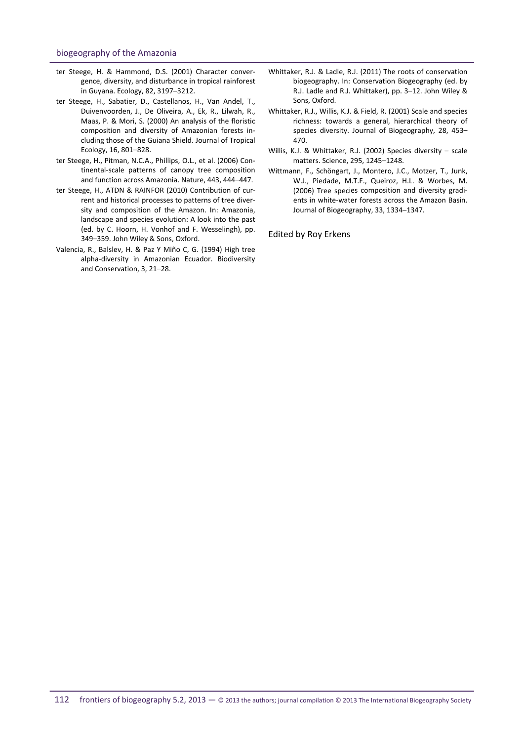ter Steege, H. & Hammond, D.S. (2001) Character convergence, diversity, and disturbance in tropical rainforest in Guyana. Ecology, 82, 3197–3212.

ter Steege, H., Sabatier, D., Castellanos, H., Van Andel, T., Duivenvoorden, J., De Oliveira, A., Ek, R., Lilwah, R., Maas, P. & Mori, S. (2000) An analysis of the floristic composition and diversity of Amazonian forests including those of the Guiana Shield. Journal of Tropical Ecology, 16, 801–828.

ter Steege, H., Pitman, N.C.A., Phillips, O.L., et al. (2006) Continental-scale patterns of canopy tree composition and function across Amazonia. Nature, 443, 444–447.

ter Steege, H., ATDN & RAINFOR (2010) Contribution of current and historical processes to patterns of tree diversity and composition of the Amazon. In: Amazonia, landscape and species evolution: A look into the past (ed. by C. Hoorn, H. Vonhof and F. Wesselingh), pp. 349–359. John Wiley & Sons, Oxford.

Valencia, R., Balslev, H. & Paz Y Miño C, G. (1994) High tree alpha-diversity in Amazonian Ecuador. Biodiversity and Conservation, 3, 21–28.

Whittaker, R.J. & Ladle, R.J. (2011) The roots of conservation biogeography. In: Conservation Biogeography (ed. by R.J. Ladle and R.J. Whittaker), pp. 3–12. John Wiley & Sons, Oxford.

Whittaker, R.J., Willis, K.J. & Field, R. (2001) Scale and species richness: towards a general, hierarchical theory of species diversity. Journal of Biogeography, 28, 453–470.

Willis, K.J. & Whittaker, R.J. (2002) Species diversity – scale matters. Science, 295, 1245–1248.

Wittmann, F., Schöngart, J., Montero, J.C., Motzer, T., Junk, W.J., Piedade, M.T.F., Queiroz, H.L. & Worbes, M. (2006) Tree species composition and diversity gradients in white-water forests across the Amazon Basin. Journal of Biogeography, 33, 1334–1347.

Edited by Roy Erkens